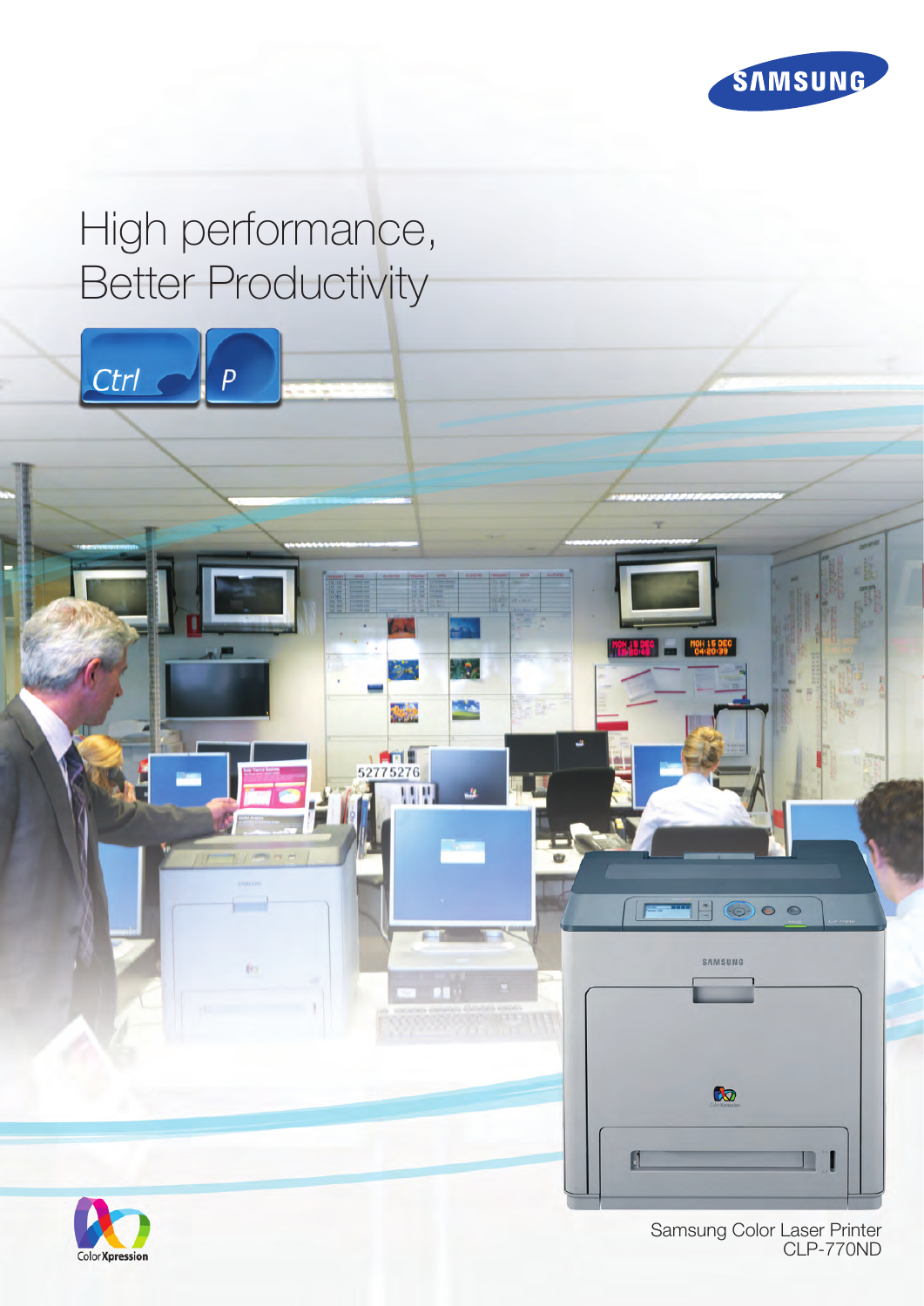# High performance, Better Productivity

Ctrl P

Samsung Color Laser Printer
CLP-770ND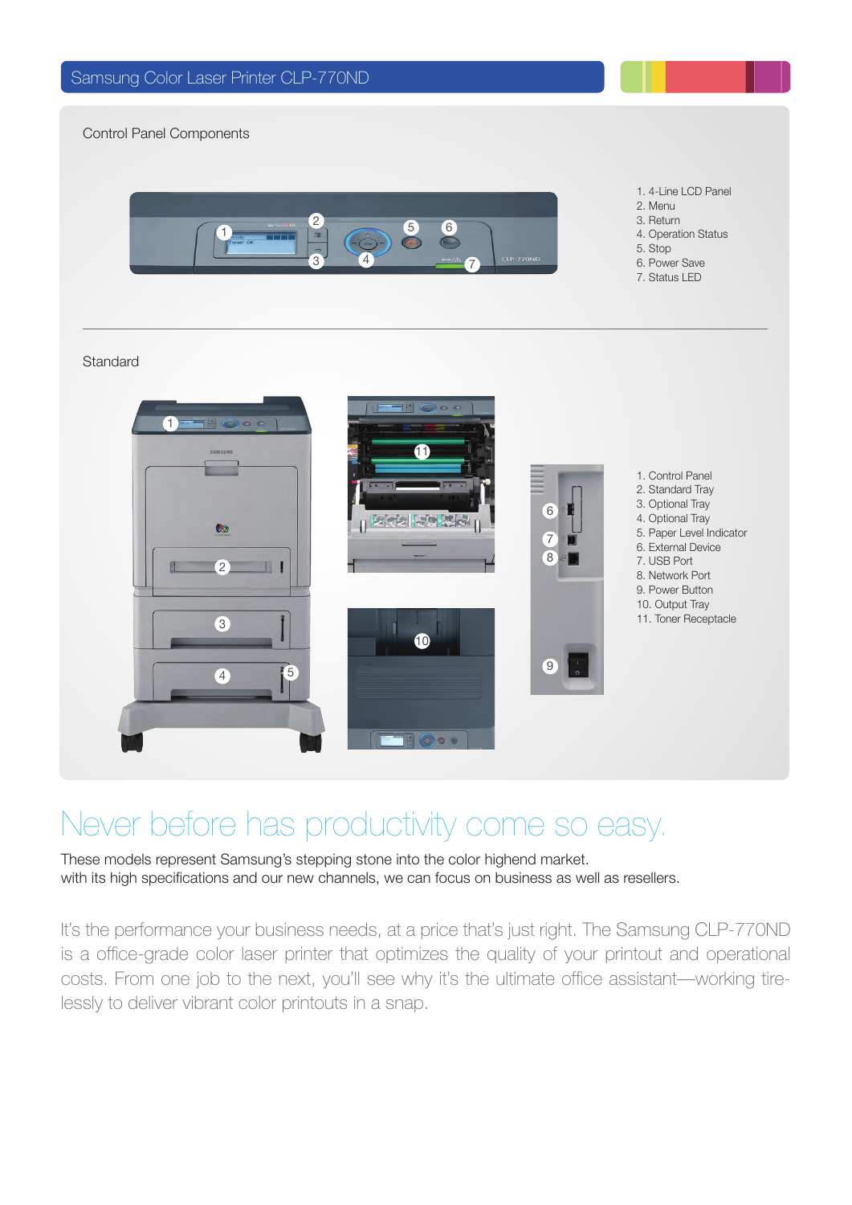# Samsung Color Laser Printer CLP-770ND

## Control Panel Components

1. 4-Line LCD Panel
2. Menu
3. Return
4. Operation Status
5. Stop
6. Power Save
7. Status LED

## Standard

1. Control Panel
2. Standard Tray
3. Optional Tray
4. Optional Tray
5. Paper Level Indicator
6. External Device
7. USB Port
8. Network Port
9. Power Button
10. Output Tray
11. Toner Receptacle

# Never before has productivity come so easy.

These models represent Samsung's stepping stone into the color highend market.
with its high specifications and our new channels, we can focus on business as well as resellers.

It's the performance your business needs, at a price that's just right. The Samsung CLP-770ND is a office-grade color laser printer that optimizes the quality of your printout and operational costs. From one job to the next, you'll see why it's the ultimate office assistant—working tirelessly to deliver vibrant color printouts in a snap.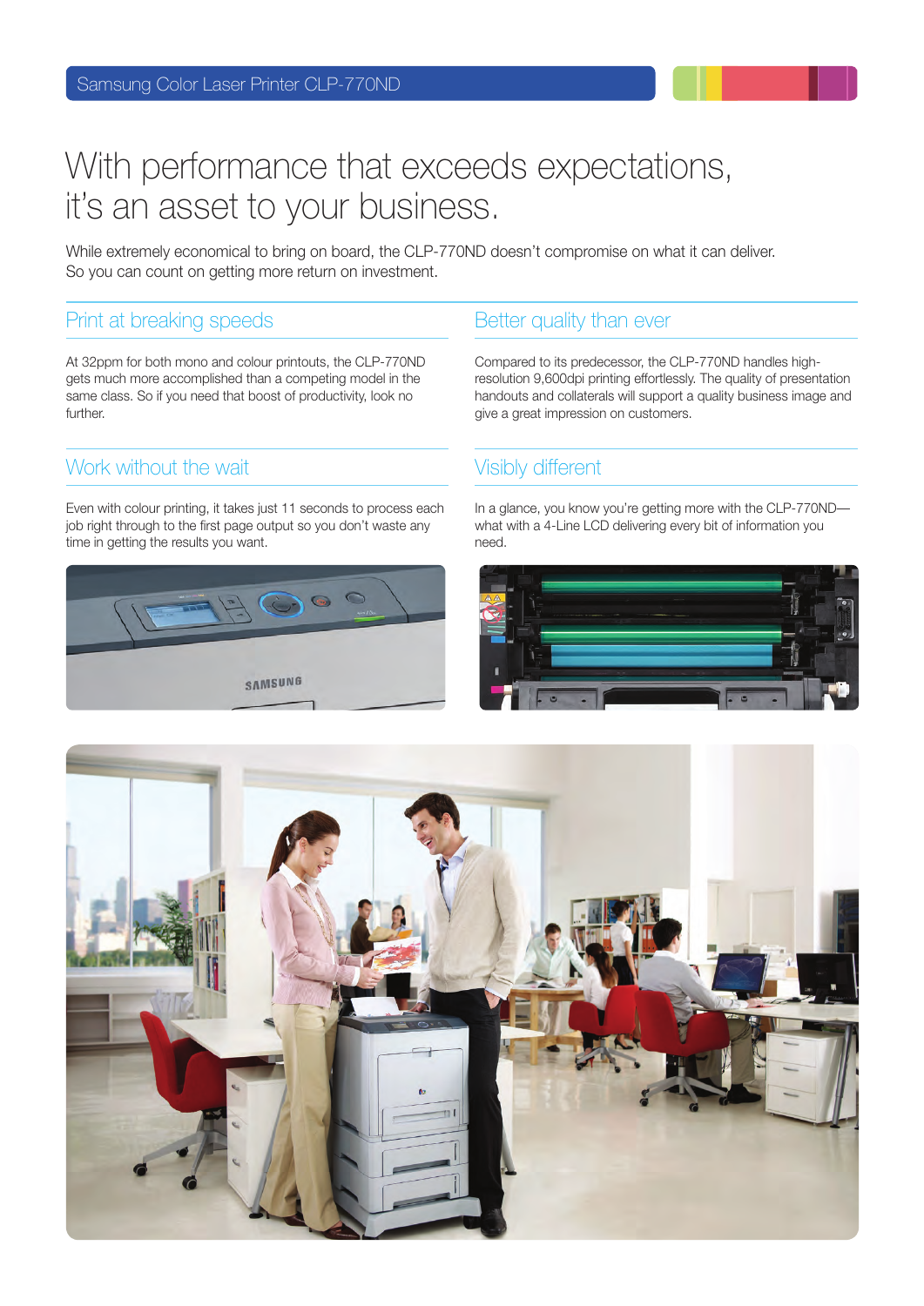# With performance that exceeds expectations, it's an asset to your business.

While extremely economical to bring on board, the CLP-770ND doesn't compromise on what it can deliver. So you can count on getting more return on investment.

## Print at breaking speeds

At 32ppm for both mono and colour printouts, the CLP-770ND gets much more accomplished than a competing model in the same class. So if you need that boost of productivity, look no further.

## Work without the wait

Even with colour printing, it takes just 11 seconds to process each job right through to the first page output so you don't waste any time in getting the results you want.

## Better quality than ever

Compared to its predecessor, the CLP-770ND handles high-resolution 9,600dpi printing effortlessly. The quality of presentation handouts and collaterals will support a quality business image and give a great impression on customers.

## Visibly different

In a glance, you know you're getting more with the CLP-770ND—what with a 4-Line LCD delivering every bit of information you need.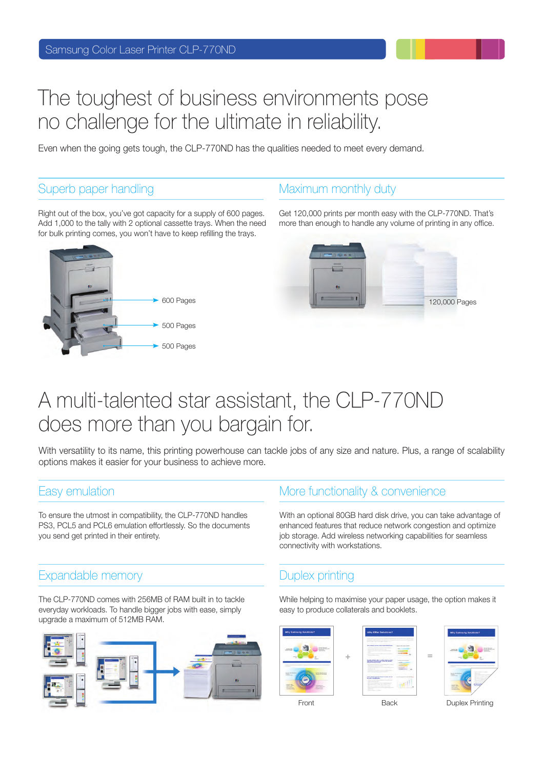# The toughest of business environments pose no challenge for the ultimate in reliability.

Even when the going gets tough, the CLP-770ND has the qualities needed to meet every demand.

## Superb paper handling

Right out of the box, you've got capacity for a supply of 600 pages. Add 1,000 to the tally with 2 optional cassette trays. When the need for bulk printing comes, you won't have to keep refilling the trays.

600 Pages

500 Pages

500 Pages

## Maximum monthly duty

Get 120,000 prints per month easy with the CLP-770ND. That's more than enough to handle any volume of printing in any office.

120,000 Pages

# A multi-talented star assistant, the CLP-770ND does more than you bargain for.

With versatility to its name, this printing powerhouse can tackle jobs of any size and nature. Plus, a range of scalability options makes it easier for your business to achieve more.

## Easy emulation

To ensure the utmost in compatibility, the CLP-770ND handles PS3, PCL5 and PCL6 emulation effortlessly. So the documents you send get printed in their entirety.

## More functionality & convenience

With an optional 80GB hard disk drive, you can take advantage of enhanced features that reduce network congestion and optimize job storage. Add wireless networking capabilities for seamless connectivity with workstations.

## Expandable memory

The CLP-770ND comes with 256MB of RAM built in to tackle everyday workloads. To handle bigger jobs with ease, simply upgrade a maximum of 512MB RAM.

## Duplex printing

While helping to maximise your paper usage, the option makes it easy to produce collaterals and booklets.

Front + Back = Duplex Printing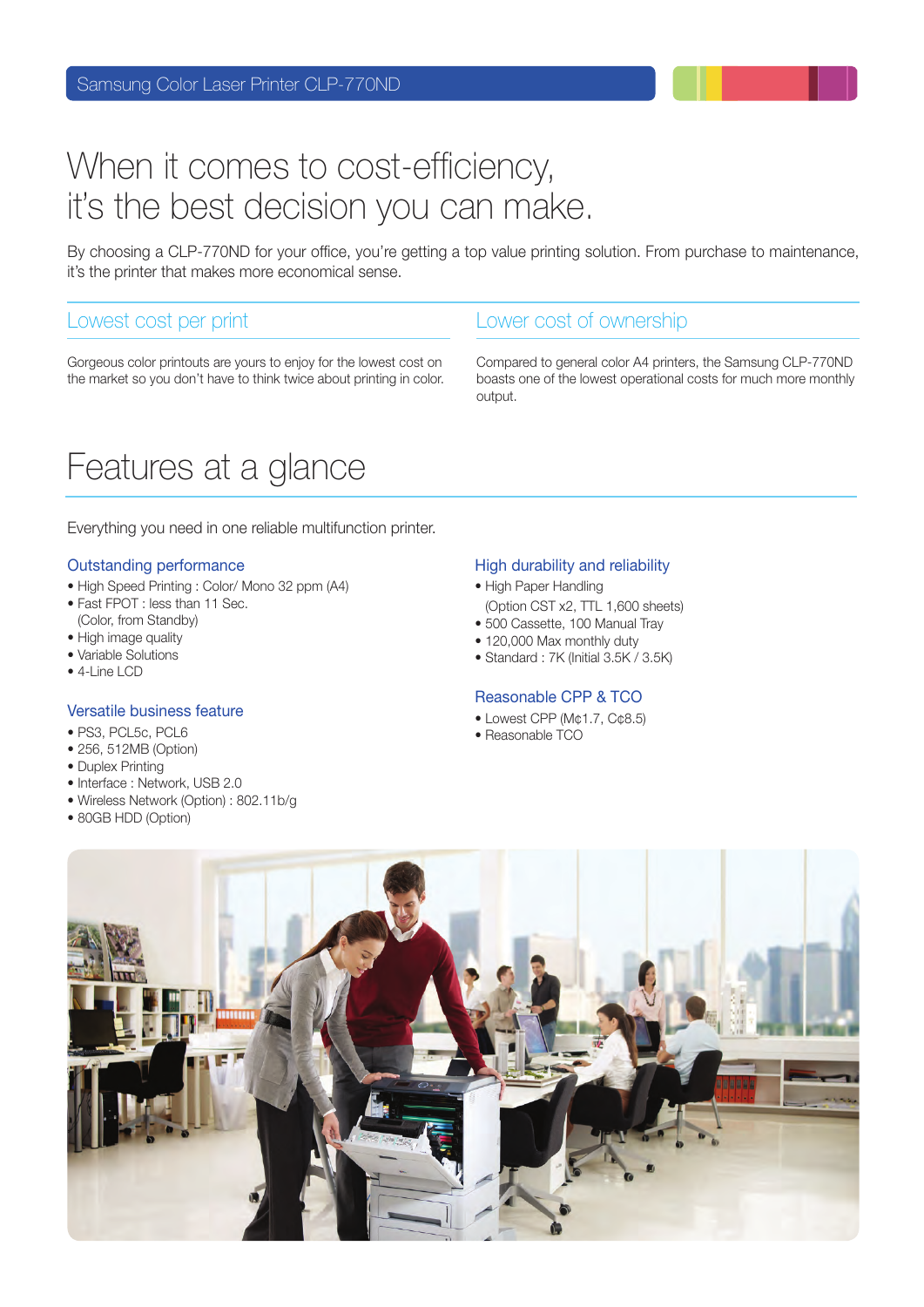Samsung Color Laser Printer CLP-770ND

# When it comes to cost-efficiency, it's the best decision you can make.

By choosing a CLP-770ND for your office, you're getting a top value printing solution. From purchase to maintenance, it's the printer that makes more economical sense.

## Lowest cost per print

Gorgeous color printouts are yours to enjoy for the lowest cost on the market so you don't have to think twice about printing in color.

## Lower cost of ownership

Compared to general color A4 printers, the Samsung CLP-770ND boasts one of the lowest operational costs for much more monthly output.

# Features at a glance

Everything you need in one reliable multifunction printer.

### Outstanding performance

- High Speed Printing : Color/ Mono 32 ppm (A4)
- Fast FPOT : less than 11 Sec. (Color, from Standby)
- High image quality
- Variable Solutions
- 4-Line LCD

### Versatile business feature

- PS3, PCL5c, PCL6
- 256, 512MB (Option)
- Duplex Printing
- Interface : Network, USB 2.0
- Wireless Network (Option) : 802.11b/g
- 80GB HDD (Option)

### High durability and reliability

- High Paper Handling (Option CST x2, TTL 1,600 sheets)
- 500 Cassette, 100 Manual Tray
- 120,000 Max monthly duty
- Standard : 7K (Initial 3.5K / 3.5K)

### Reasonable CPP & TCO

- Lowest CPP (M¢1.7, C¢8.5)
- Reasonable TCO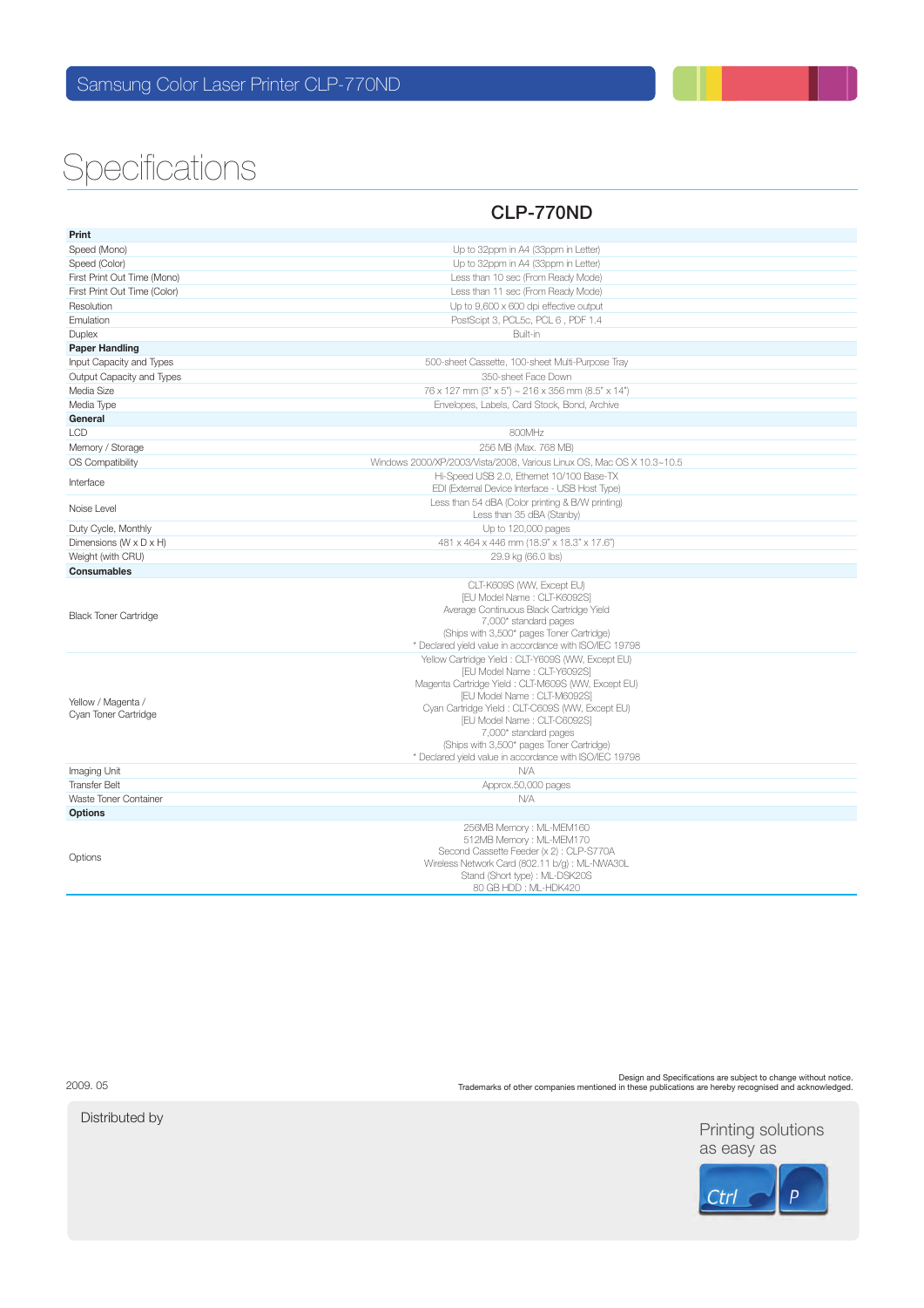Samsung Color Laser Printer CLP-770ND

# Specifications

| | CLP-770ND |
|---|---|
| **Print** | |
| Speed (Mono) | Up to 32ppm in A4 (33ppm in Letter) |
| Speed (Color) | Up to 32ppm in A4 (33ppm in Letter) |
| First Print Out Time (Mono) | Less than 10 sec (From Ready Mode) |
| First Print Out Time (Color) | Less than 11 sec (From Ready Mode) |
| Resolution | Up to 9,600 x 600 dpi effective output |
| Emulation | PostScipt 3, PCL5c, PCL 6 , PDF 1.4 |
| Duplex | Built-in |
| **Paper Handling** | |
| Input Capacity and Types | 500-sheet Cassette, 100-sheet Multi-Purpose Tray |
| Output Capacity and Types | 350-sheet Face Down |
| Media Size | 76 x 127 mm (3" x 5") ~ 216 x 356 mm (8.5" x 14") |
| Media Type | Envelopes, Labels, Card Stock, Bond, Archive |
| **General** | |
| LCD | 800MHz |
| Memory / Storage | 256 MB (Max. 768 MB) |
| OS Compatibility | Windows 2000/XP/2003/Vista/2008, Various Linux OS, Mac OS X 10.3~10.5 |
| Interface | Hi-Speed USB 2.0, Ethernet 10/100 Base-TX<br>EDI (External Device Interface - USB Host Type) |
| Noise Level | Less than 54 dBA (Color printing & B/W printing)<br>Less than 35 dBA (Stanby) |
| Duty Cycle, Monthly | Up to 120,000 pages |
| Dimensions (W x D x H) | 481 x 464 x 446 mm (18.9" x 18.3" x 17.6") |
| Weight (with CRU) | 29.9 kg (66.0 lbs) |
| **Consumables** | |
| Black Toner Cartridge | CLT-K609S (WW, Except EU)<br>[EU Model Name : CLT-K6092S]<br>Average Continuous Black Cartridge Yield<br>7,000* standard pages<br>(Ships with 3,500* pages Toner Cartridge)<br>* Declared yield value in accordance with ISO/IEC 19798 |
| Yellow / Magenta / Cyan Toner Cartridge | Yellow Cartridge Yield : CLT-Y609S (WW, Except EU)<br>[EU Model Name : CLT-Y6092S]<br>Magenta Cartridge Yield : CLT-M609S (WW, Except EU)<br>[EU Model Name : CLT-M6092S]<br>Cyan Cartridge Yield : CLT-C609S (WW, Except EU)<br>[EU Model Name : CLT-C6092S]<br>7,000* standard pages<br>(Ships with 3,500* pages Toner Cartridge)<br>* Declared yield value in accordance with ISO/IEC 19798 |
| Imaging Unit | N/A |
| Transfer Belt | Approx.50,000 pages |
| Waste Toner Container | N/A |
| **Options** | |
| Options | 256MB Memory : ML-MEM160<br>512MB Memory : ML-MEM170<br>Second Cassette Feeder (x 2) : CLP-S770A<br>Wireless Network Card (802.11 b/g) : ML-NWA30L<br>Stand (Short type) : ML-DSK20S<br>80 GB HDD : ML-HDK420 |

2009. 05

Design and Specifications are subject to change without notice.
Trademarks of other companies mentioned in these publications are hereby recognised and acknowledged.

Distributed by

Printing solutions as easy as Ctrl P